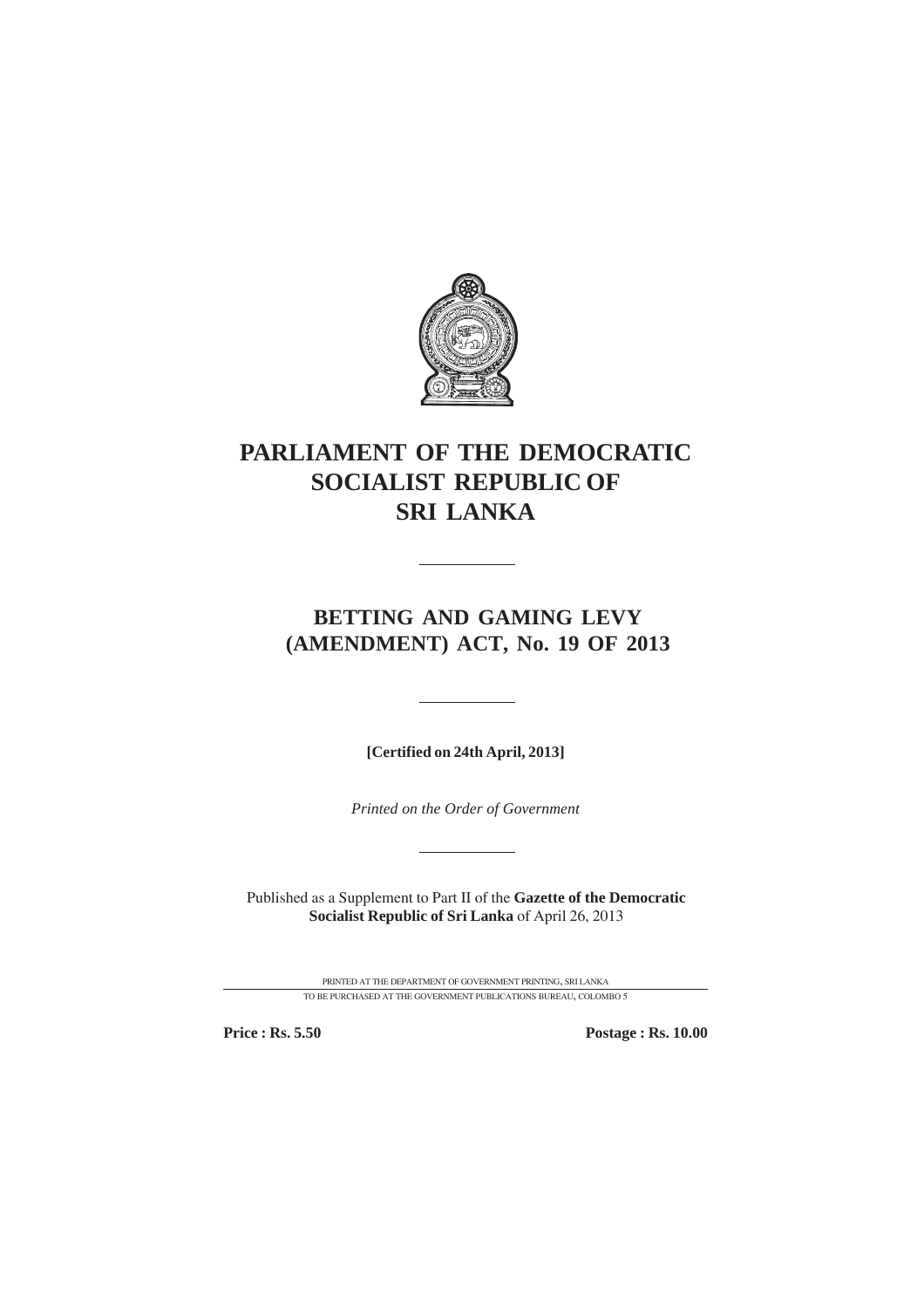# PARLIAMENT OF THE DEMOCRATIC SOCIALIST REPUBLIC OF SRI LANKA

---

## BETTING AND GAMING LEVY (AMENDMENT) ACT, No. 19 OF 2013

---

**[Certified on 24th April, 2013]**

*Printed on the Order of Government*

---

Published as a Supplement to Part II of the **Gazette of the Democratic Socialist Republic of Sri Lanka** of April 26, 2013

PRINTED AT THE DEPARTMENT OF GOVERNMENT PRINTING, SRI LANKA

TO BE PURCHASED AT THE GOVERNMENT PUBLICATIONS BUREAU, COLOMBO 5

**Price : Rs. 5.50** **Postage : Rs. 10.00**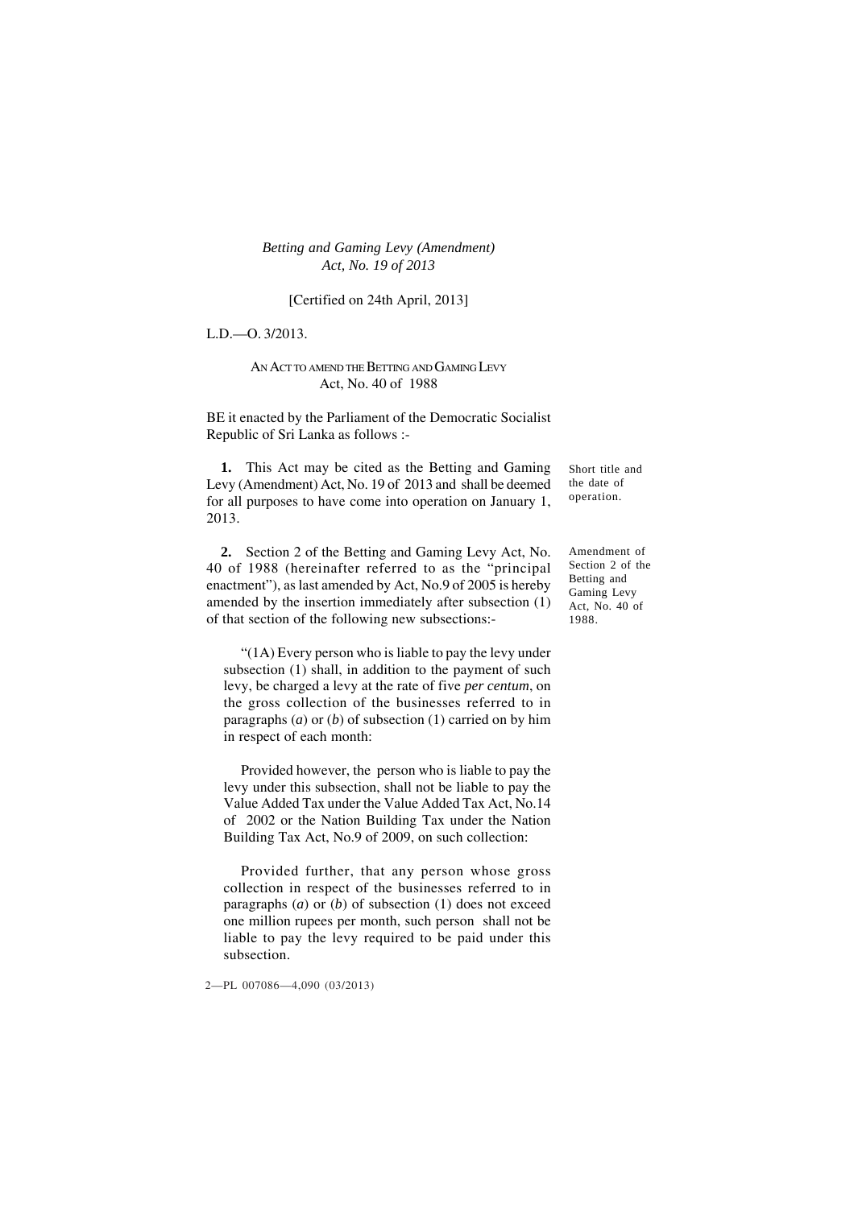*Betting and Gaming Levy (Amendment) Act, No. 19 of 2013*

[Certified on 24th April, 2013]

L.D.—O. 3/2013.

AN ACT TO AMEND THE BETTING AND GAMING LEVY Act, No. 40 of 1988

BE it enacted by the Parliament of the Democratic Socialist Republic of Sri Lanka as follows :-

Short title and the date of operation.

**1.** This Act may be cited as the Betting and Gaming Levy (Amendment) Act, No. 19 of 2013 and shall be deemed for all purposes to have come into operation on January 1, 2013.

Amendment of Section 2 of the Betting and Gaming Levy Act, No. 40 of 1988.

**2.** Section 2 of the Betting and Gaming Levy Act, No. 40 of 1988 (hereinafter referred to as the "principal enactment"), as last amended by Act, No.9 of 2005 is hereby amended by the insertion immediately after subsection (1) of that section of the following new subsections:-

"(1A) Every person who is liable to pay the levy under subsection (1) shall, in addition to the payment of such levy, be charged a levy at the rate of five *per centum*, on the gross collection of the businesses referred to in paragraphs (*a*) or (*b*) of subsection (1) carried on by him in respect of each month:

Provided however, the person who is liable to pay the levy under this subsection, shall not be liable to pay the Value Added Tax under the Value Added Tax Act, No.14 of 2002 or the Nation Building Tax under the Nation Building Tax Act, No.9 of 2009, on such collection:

Provided further, that any person whose gross collection in respect of the businesses referred to in paragraphs (*a*) or (*b*) of subsection (1) does not exceed one million rupees per month, such person shall not be liable to pay the levy required to be paid under this subsection.

2—PL 007086—4,090 (03/2013)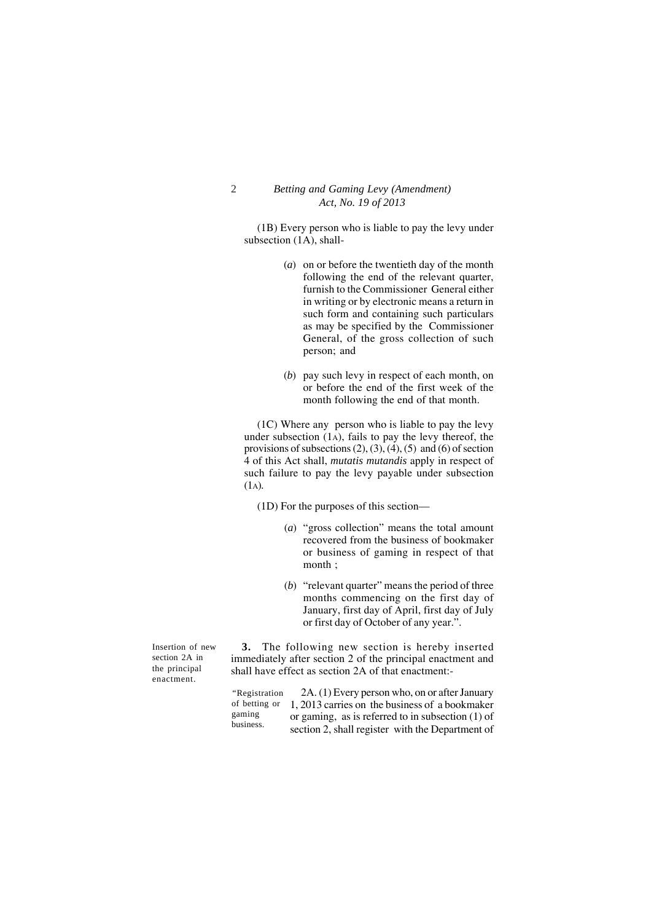(1B) Every person who is liable to pay the levy under subsection (1A), shall-

(*a*) on or before the twentieth day of the month following the end of the relevant quarter, furnish to the Commissioner General either in writing or by electronic means a return in such form and containing such particulars as may be specified by the Commissioner General, of the gross collection of such person; and

(*b*) pay such levy in respect of each month, on or before the end of the first week of the month following the end of that month.

(1C) Where any person who is liable to pay the levy under subsection (1A), fails to pay the levy thereof, the provisions of subsections (2), (3), (4), (5) and (6) of section 4 of this Act shall, *mutatis mutandis* apply in respect of such failure to pay the levy payable under subsection (1A).

(1D) For the purposes of this section—

(*a*) "gross collection" means the total amount recovered from the business of bookmaker or business of gaming in respect of that month ;

(*b*) "relevant quarter" means the period of three months commencing on the first day of January, first day of April, first day of July or first day of October of any year.".

*Insertion of new section 2A in the principal enactment.*

**3.** The following new section is hereby inserted immediately after section 2 of the principal enactment and shall have effect as section 2A of that enactment:-

"*Registration of betting or gaming business.*

2A. (1) Every person who, on or after January 1, 2013 carries on the business of a bookmaker or gaming, as is referred to in subsection (1) of section 2, shall register with the Department of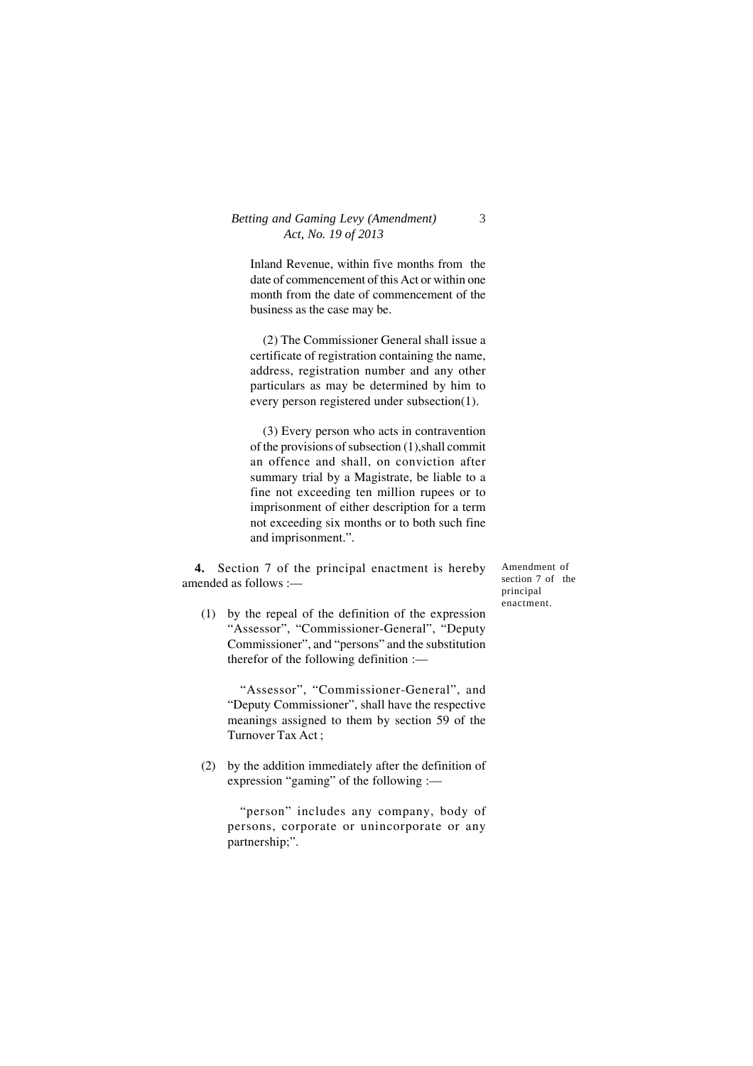Inland Revenue, within five months from the date of commencement of this Act or within one month from the date of commencement of the business as the case may be.

(2) The Commissioner General shall issue a certificate of registration containing the name, address, registration number and any other particulars as may be determined by him to every person registered under subsection(1).

(3) Every person who acts in contravention of the provisions of subsection (1),shall commit an offence and shall, on conviction after summary trial by a Magistrate, be liable to a fine not exceeding ten million rupees or to imprisonment of either description for a term not exceeding six months or to both such fine and imprisonment.".

Amendment of section 7 of the principal enactment.

**4.** Section 7 of the principal enactment is hereby amended as follows :—

(1) by the repeal of the definition of the expression "Assessor", "Commissioner-General", "Deputy Commissioner", and "persons" and the substitution therefor of the following definition :—

"Assessor", "Commissioner-General", and "Deputy Commissioner", shall have the respective meanings assigned to them by section 59 of the Turnover Tax Act ;

(2) by the addition immediately after the definition of expression "gaming" of the following :—

"person" includes any company, body of persons, corporate or unincorporate or any partnership;".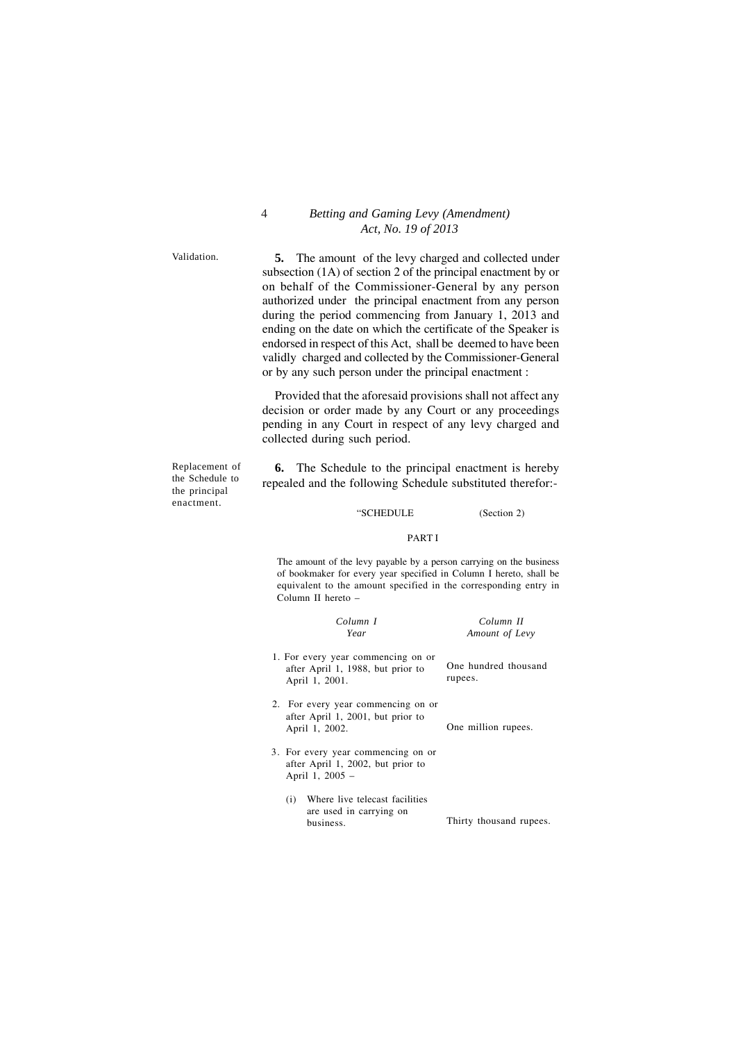**Validation.**

**5.** The amount of the levy charged and collected under subsection (1A) of section 2 of the principal enactment by or on behalf of the Commissioner-General by any person authorized under the principal enactment from any person during the period commencing from January 1, 2013 and ending on the date on which the certificate of the Speaker is endorsed in respect of this Act, shall be deemed to have been validly charged and collected by the Commissioner-General or by any such person under the principal enactment :

Provided that the aforesaid provisions shall not affect any decision or order made by any Court or any proceedings pending in any Court in respect of any levy charged and collected during such period.

**Replacement of the Schedule to the principal enactment.**

**6.** The Schedule to the principal enactment is hereby repealed and the following Schedule substituted therefor:-

"SCHEDULE (Section 2)

PART I

The amount of the levy payable by a person carrying on the business of bookmaker for every year specified in Column I hereto, shall be equivalent to the amount specified in the corresponding entry in Column II hereto –

| *Column I* *Year* | *Column II* *Amount of Levy* |
|---|---|
| 1. For every year commencing on or after April 1, 1988, but prior to April 1, 2001. | One hundred thousand rupees. |
| 2. For every year commencing on or after April 1, 2001, but prior to April 1, 2002. | One million rupees. |
| 3. For every year commencing on or after April 1, 2002, but prior to April 1, 2005 – | |
| (i) Where live telecast facilities are used in carrying on business. | Thirty thousand rupees. |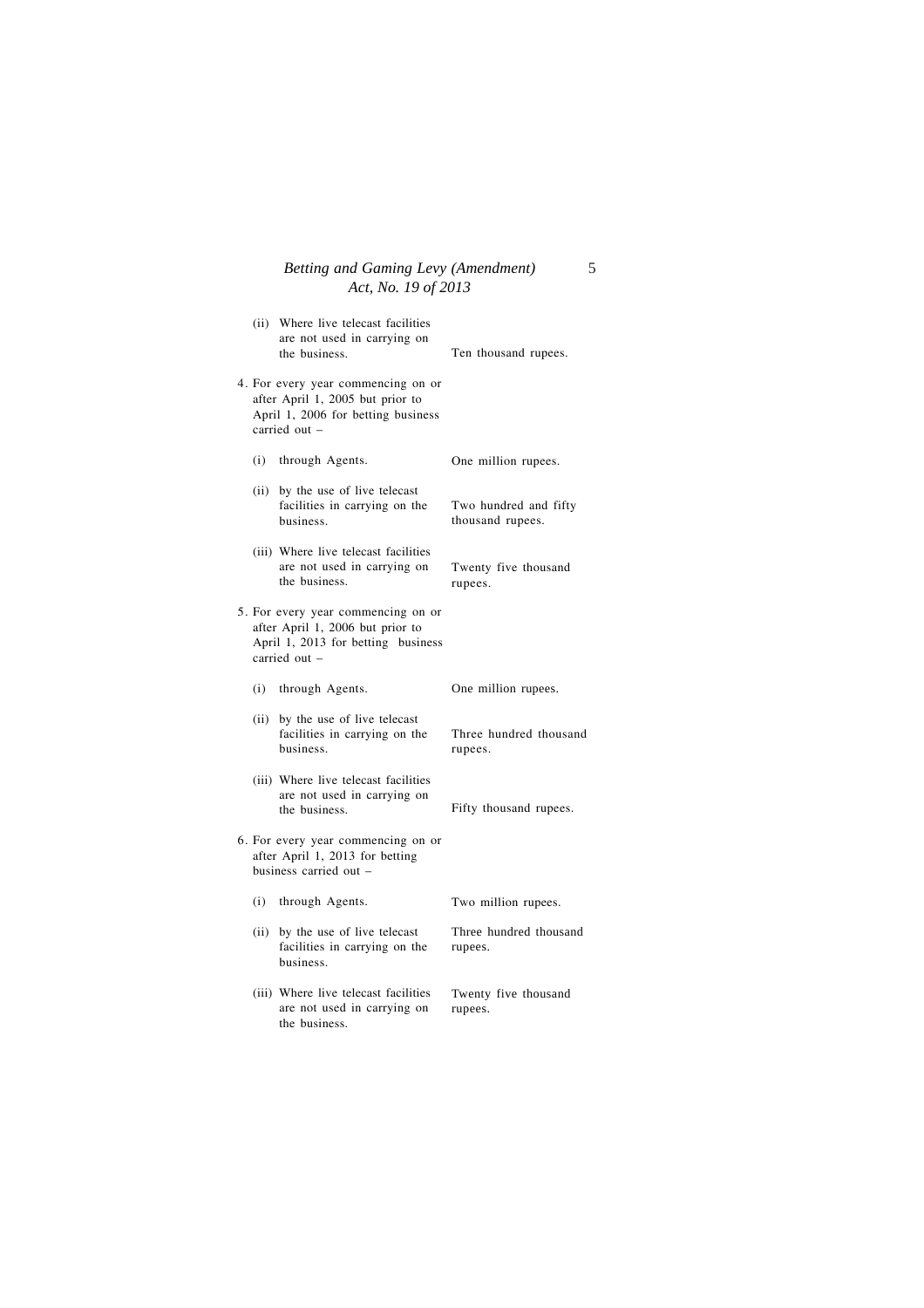| | |
|---|---|
| (ii) Where live telecast facilities are not used in carrying on the business. | Ten thousand rupees. |
| 4. For every year commencing on or after April 1, 2005 but prior to April 1, 2006 for betting business carried out – | |
| (i) through Agents. | One million rupees. |
| (ii) by the use of live telecast facilities in carrying on the business. | Two hundred and fifty thousand rupees. |
| (iii) Where live telecast facilities are not used in carrying on the business. | Twenty five thousand rupees. |
| 5. For every year commencing on or after April 1, 2006 but prior to April 1, 2013 for betting business carried out – | |
| (i) through Agents. | One million rupees. |
| (ii) by the use of live telecast facilities in carrying on the business. | Three hundred thousand rupees. |
| (iii) Where live telecast facilities are not used in carrying on the business. | Fifty thousand rupees. |
| 6. For every year commencing on or after April 1, 2013 for betting business carried out – | |
| (i) through Agents. | Two million rupees. |
| (ii) by the use of live telecast facilities in carrying on the business. | Three hundred thousand rupees. |
| (iii) Where live telecast facilities are not used in carrying on the business. | Twenty five thousand rupees. |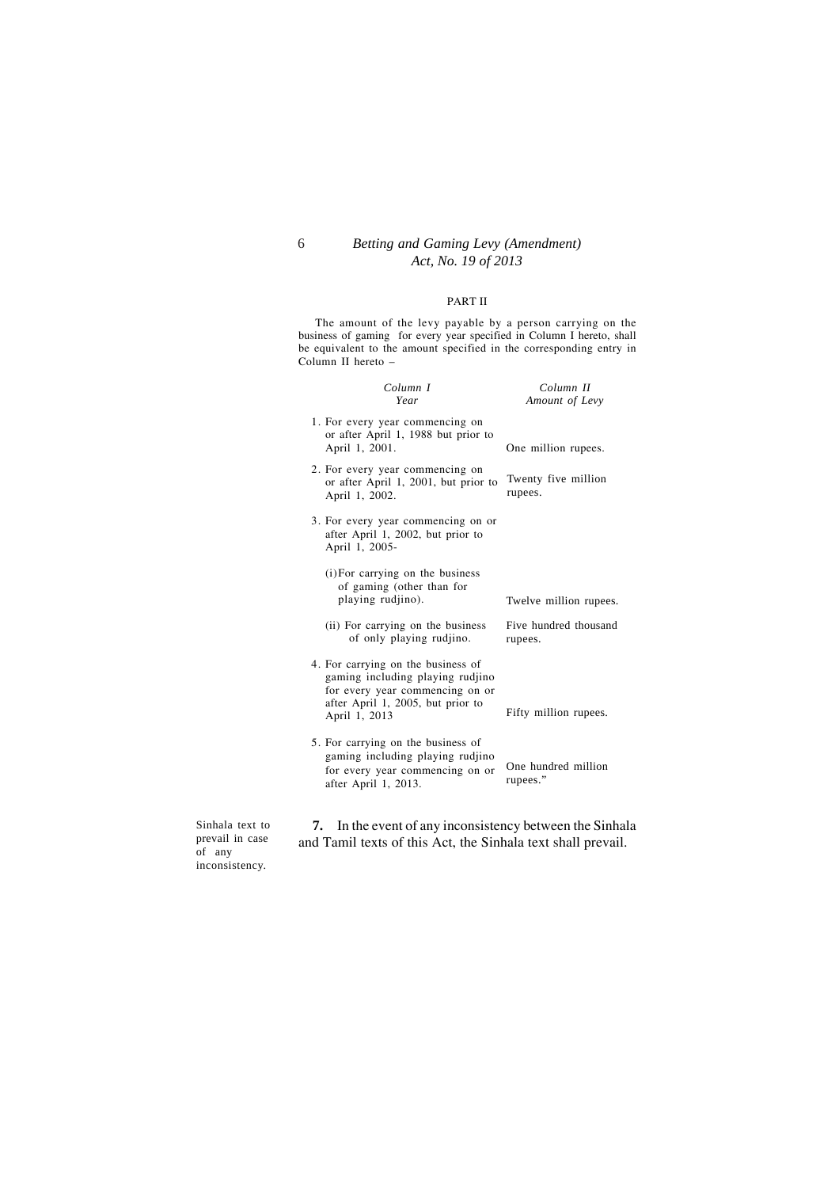PART II

The amount of the levy payable by a person carrying on the business of gaming for every year specified in Column I hereto, shall be equivalent to the amount specified in the corresponding entry in Column II hereto –

| *Column I* *Year* | *Column II* *Amount of Levy* |
|---|---|
| 1. For every year commencing on or after April 1, 1988 but prior to April 1, 2001. | One million rupees. |
| 2. For every year commencing on or after April 1, 2001, but prior to April 1, 2002. | Twenty five million rupees. |
| 3. For every year commencing on or after April 1, 2002, but prior to April 1, 2005- | |
| (i) For carrying on the business of gaming (other than for playing rudjino). | Twelve million rupees. |
| (ii) For carrying on the business of only playing rudjino. | Five hundred thousand rupees. |
| 4. For carrying on the business of gaming including playing rudjino for every year commencing on or after April 1, 2005, but prior to April 1, 2013 | Fifty million rupees. |
| 5. For carrying on the business of gaming including playing rudjino for every year commencing on or after April 1, 2013. | One hundred million rupees." |

Sinhala text to prevail in case of any inconsistency.

**7.** In the event of any inconsistency between the Sinhala and Tamil texts of this Act, the Sinhala text shall prevail.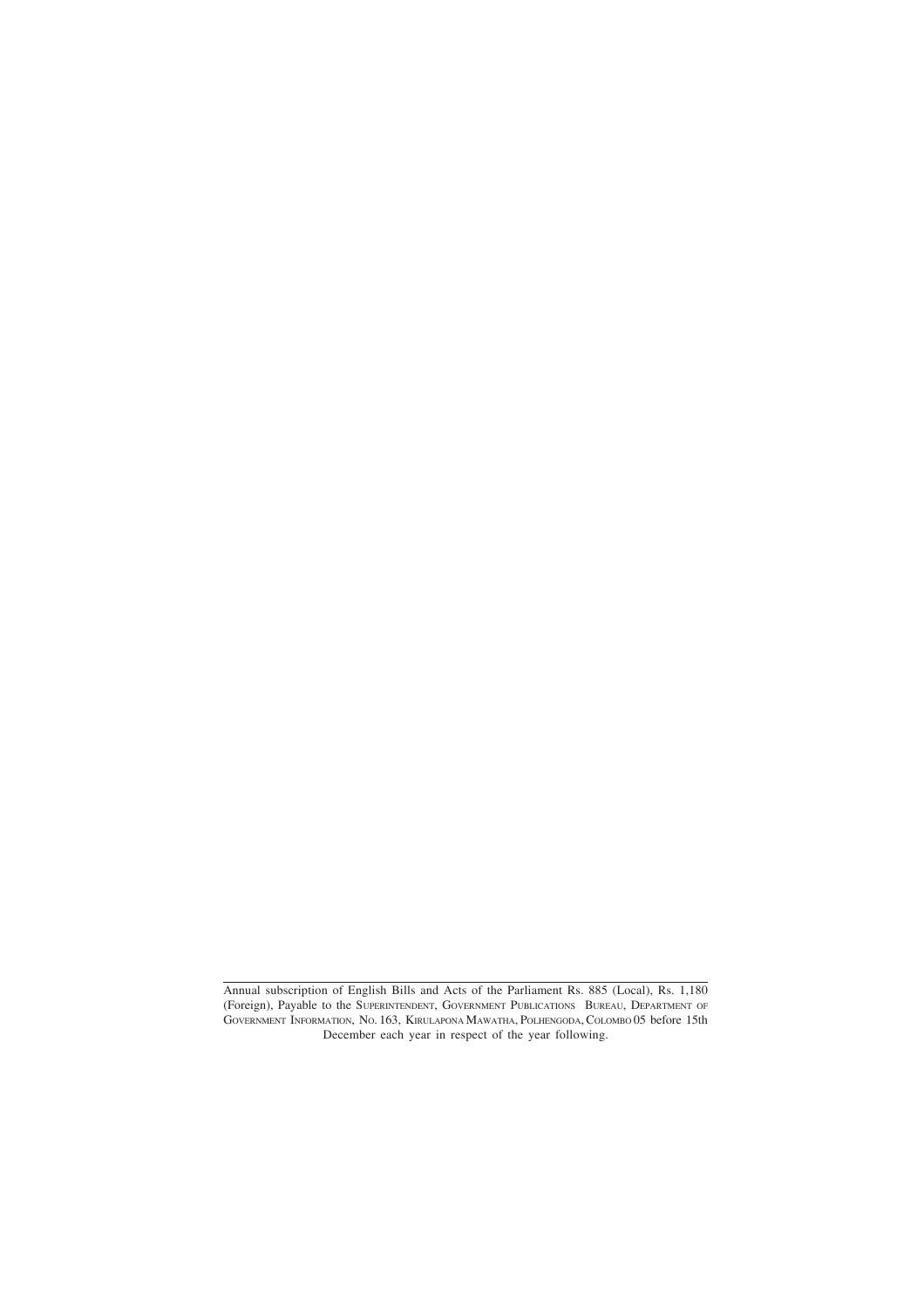Annual subscription of English Bills and Acts of the Parliament Rs. 885 (Local), Rs. 1,180 (Foreign), Payable to the SUPERINTENDENT, GOVERNMENT PUBLICATIONS BUREAU, DEPARTMENT OF GOVERNMENT INFORMATION, NO. 163, KIRULAPONA MAWATHA, POLHENGODA, COLOMBO 05 before 15th December each year in respect of the year following.